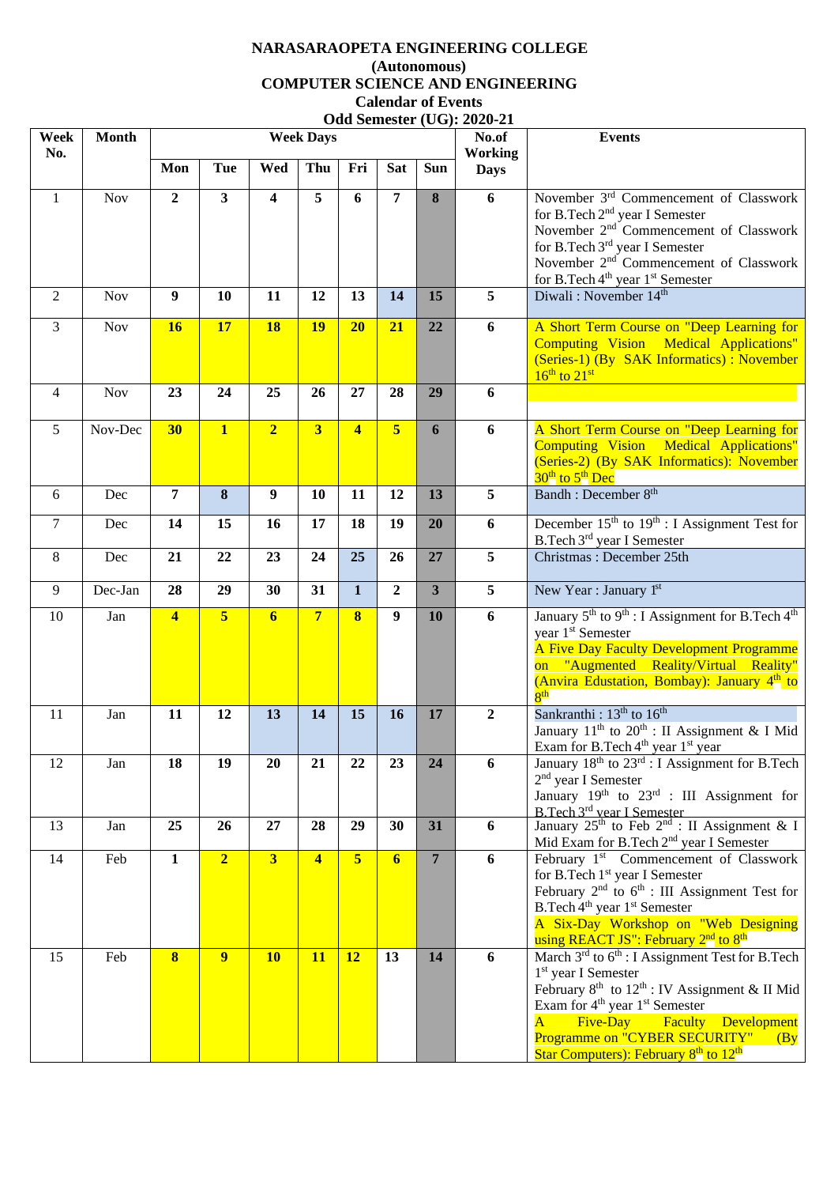# NARASARAOPETA ENGINEERING COLLEGE
## (Autonomous)
## COMPUTER SCIENCE AND ENGINEERING
### Calendar of Events
### Odd Semester (UG): 2020-21

| Week No. | Month | Week Days | | | | | | | No.of Working Days | Events |
|---|---|---|---|---|---|---|---|---|---|---|
| | | Mon | Tue | Wed | Thu | Fri | Sat | Sun | | |
| 1 | Nov | 2 | 3 | 4 | 5 | 6 | 7 | 8 | 6 | November 3rd Commencement of Classwork for B.Tech 2nd year I Semester<br>November 2nd Commencement of Classwork for B.Tech 3rd year I Semester<br>November 2nd Commencement of Classwork for B.Tech 4th year 1st Semester |
| 2 | Nov | 9 | 10 | 11 | 12 | 13 | 14 | 15 | 5 | Diwali : November 14th |
| 3 | Nov | 16 | 17 | 18 | 19 | 20 | 21 | 22 | 6 | A Short Term Course on "Deep Learning for Computing Vision Medical Applications" (Series-1) (By SAK Informatics) : November 16th to 21st |
| 4 | Nov | 23 | 24 | 25 | 26 | 27 | 28 | 29 | 6 | |
| 5 | Nov-Dec | 30 | 1 | 2 | 3 | 4 | 5 | 6 | 6 | A Short Term Course on "Deep Learning for Computing Vision Medical Applications" (Series-2) (By SAK Informatics): November 30th to 5th Dec |
| 6 | Dec | 7 | 8 | 9 | 10 | 11 | 12 | 13 | 5 | Bandh : December 8th |
| 7 | Dec | 14 | 15 | 16 | 17 | 18 | 19 | 20 | 6 | December 15th to 19th : I Assignment Test for B.Tech 3rd year I Semester |
| 8 | Dec | 21 | 22 | 23 | 24 | 25 | 26 | 27 | 5 | Christmas : December 25th |
| 9 | Dec-Jan | 28 | 29 | 30 | 31 | 1 | 2 | 3 | 5 | New Year : January 1st |
| 10 | Jan | 4 | 5 | 6 | 7 | 8 | 9 | 10 | 6 | January 5th to 9th : I Assignment for B.Tech 4th year 1st Semester<br>A Five Day Faculty Development Programme on "Augmented Reality/Virtual Reality" (Anvira Edustation, Bombay): January 4th to 8th |
| 11 | Jan | 11 | 12 | 13 | 14 | 15 | 16 | 17 | 2 | Sankranthi : 13th to 16th<br>January 11th to 20th : II Assignment & I Mid Exam for B.Tech 4th year 1st year |
| 12 | Jan | 18 | 19 | 20 | 21 | 22 | 23 | 24 | 6 | January 18th to 23rd : I Assignment for B.Tech 2nd year I Semester<br>January 19th to 23rd : III Assignment for B.Tech 3rd year I Semester |
| 13 | Jan | 25 | 26 | 27 | 28 | 29 | 30 | 31 | 6 | January 25th to Feb 2nd : II Assignment & I Mid Exam for B.Tech 2nd year I Semester |
| 14 | Feb | 1 | 2 | 3 | 4 | 5 | 6 | 7 | 6 | February 1st Commencement of Classwork for B.Tech 1st year I Semester<br>February 2nd to 6th : III Assignment Test for B.Tech 4th year 1st Semester<br>A Six-Day Workshop on "Web Designing using REACT JS": February 2nd to 8th |
| 15 | Feb | 8 | 9 | 10 | 11 | 12 | 13 | 14 | 6 | March 3rd to 6th : I Assignment Test for B.Tech 1st year I Semester<br>February 8th to 12th : IV Assignment & II Mid Exam for 4th year 1st Semester<br>A Five-Day Faculty Development Programme on "CYBER SECURITY" (By Star Computers): February 8th to 12th |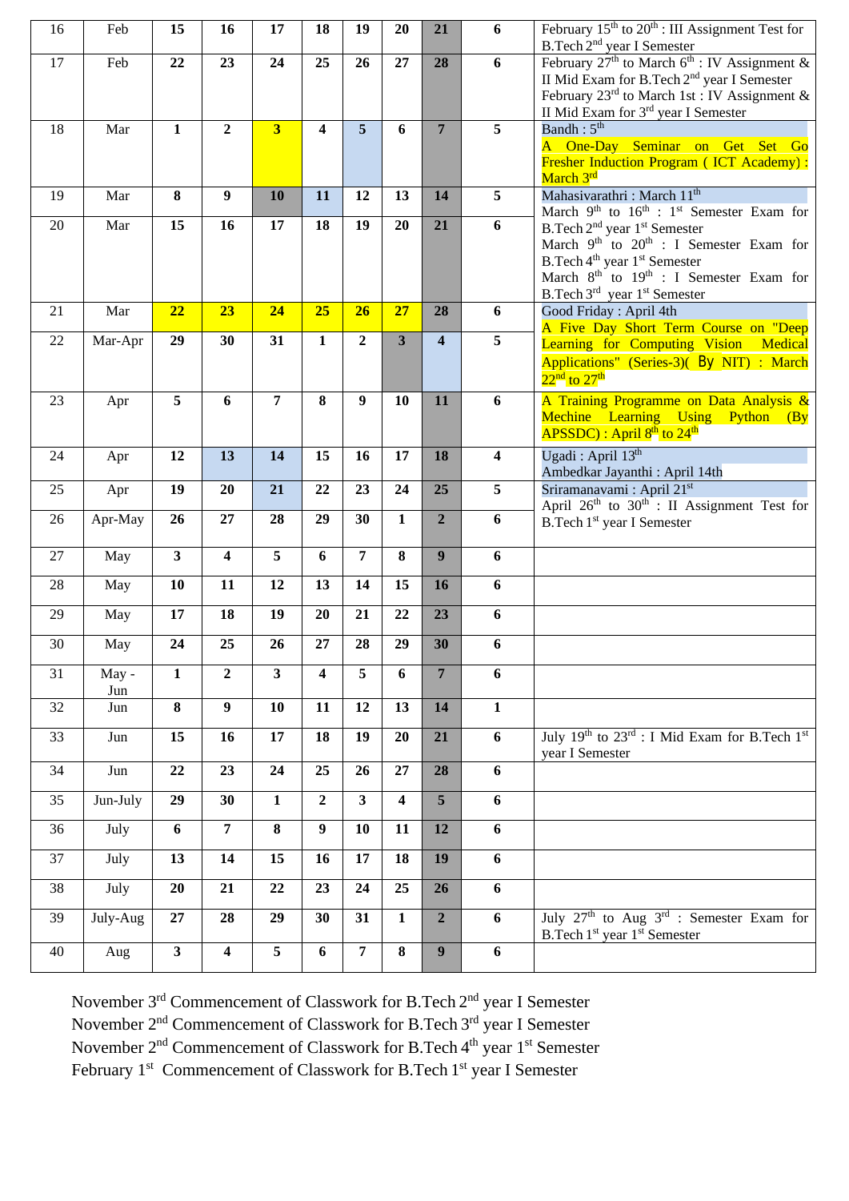| | | | | | | | | | | |
|---|---|---|---|---|---|---|---|---|---|---|
| 16 | Feb | 15 | 16 | 17 | 18 | 19 | 20 | 21 | 6 | February 15th to 20th : III Assignment Test for B.Tech 2nd year I Semester |
| 17 | Feb | 22 | 23 | 24 | 25 | 26 | 27 | 28 | 6 | February 27th to March 6th : IV Assignment & II Mid Exam for B.Tech 2nd year I Semester<br>February 23rd to March 1st : IV Assignment & II Mid Exam for 3rd year I Semester |
| 18 | Mar | 1 | 2 | 3 | 4 | 5 | 6 | 7 | 5 | Bandh : 5th<br>A One-Day Seminar on Get Set Go Fresher Induction Program ( ICT Academy) : March 3rd |
| 19 | Mar | 8 | 9 | 10 | 11 | 12 | 13 | 14 | 5 | Mahasivarathri : March 11th<br>March 9th to 16th : 1st Semester Exam for B.Tech 2nd year 1st Semester<br>March 9th to 20th : I Semester Exam for B.Tech 4th year 1st Semester<br>March 8th to 19th : I Semester Exam for B.Tech 3rd year 1st Semester |
| 20 | Mar | 15 | 16 | 17 | 18 | 19 | 20 | 21 | 6 | |
| 21 | Mar | 22 | 23 | 24 | 25 | 26 | 27 | 28 | 6 | Good Friday : April 4th<br>A Five Day Short Term Course on "Deep Learning for Computing Vision Medical Applications" (Series-3)( By NIT) : March 22nd to 27th |
| 22 | Mar-Apr | 29 | 30 | 31 | 1 | 2 | 3 | 4 | 5 | |
| 23 | Apr | 5 | 6 | 7 | 8 | 9 | 10 | 11 | 6 | A Training Programme on Data Analysis & Mechine Learning Using Python (By APSSDC) : April 8th to 24th |
| 24 | Apr | 12 | 13 | 14 | 15 | 16 | 17 | 18 | 4 | Ugadi : April 13th<br>Ambedkar Jayanthi : April 14th |
| 25 | Apr | 19 | 20 | 21 | 22 | 23 | 24 | 25 | 5 | Sriramanavami : April 21st<br>April 26th to 30th : II Assignment Test for B.Tech 1st year I Semester |
| 26 | Apr-May | 26 | 27 | 28 | 29 | 30 | 1 | 2 | 6 | |
| 27 | May | 3 | 4 | 5 | 6 | 7 | 8 | 9 | 6 | |
| 28 | May | 10 | 11 | 12 | 13 | 14 | 15 | 16 | 6 | |
| 29 | May | 17 | 18 | 19 | 20 | 21 | 22 | 23 | 6 | |
| 30 | May | 24 | 25 | 26 | 27 | 28 | 29 | 30 | 6 | |
| 31 | May - Jun | 1 | 2 | 3 | 4 | 5 | 6 | 7 | 6 | |
| 32 | Jun | 8 | 9 | 10 | 11 | 12 | 13 | 14 | 1 | |
| 33 | Jun | 15 | 16 | 17 | 18 | 19 | 20 | 21 | 6 | July 19th to 23rd : I Mid Exam for B.Tech 1st year I Semester |
| 34 | Jun | 22 | 23 | 24 | 25 | 26 | 27 | 28 | 6 | |
| 35 | Jun-July | 29 | 30 | 1 | 2 | 3 | 4 | 5 | 6 | |
| 36 | July | 6 | 7 | 8 | 9 | 10 | 11 | 12 | 6 | |
| 37 | July | 13 | 14 | 15 | 16 | 17 | 18 | 19 | 6 | |
| 38 | July | 20 | 21 | 22 | 23 | 24 | 25 | 26 | 6 | |
| 39 | July-Aug | 27 | 28 | 29 | 30 | 31 | 1 | 2 | 6 | July 27th to Aug 3rd : Semester Exam for B.Tech 1st year 1st Semester |
| 40 | Aug | 3 | 4 | 5 | 6 | 7 | 8 | 9 | 6 | |

November 3rd Commencement of Classwork for B.Tech 2nd year I Semester
November 2nd Commencement of Classwork for B.Tech 3rd year I Semester
November 2nd Commencement of Classwork for B.Tech 4th year 1st Semester
February 1st Commencement of Classwork for B.Tech 1st year I Semester